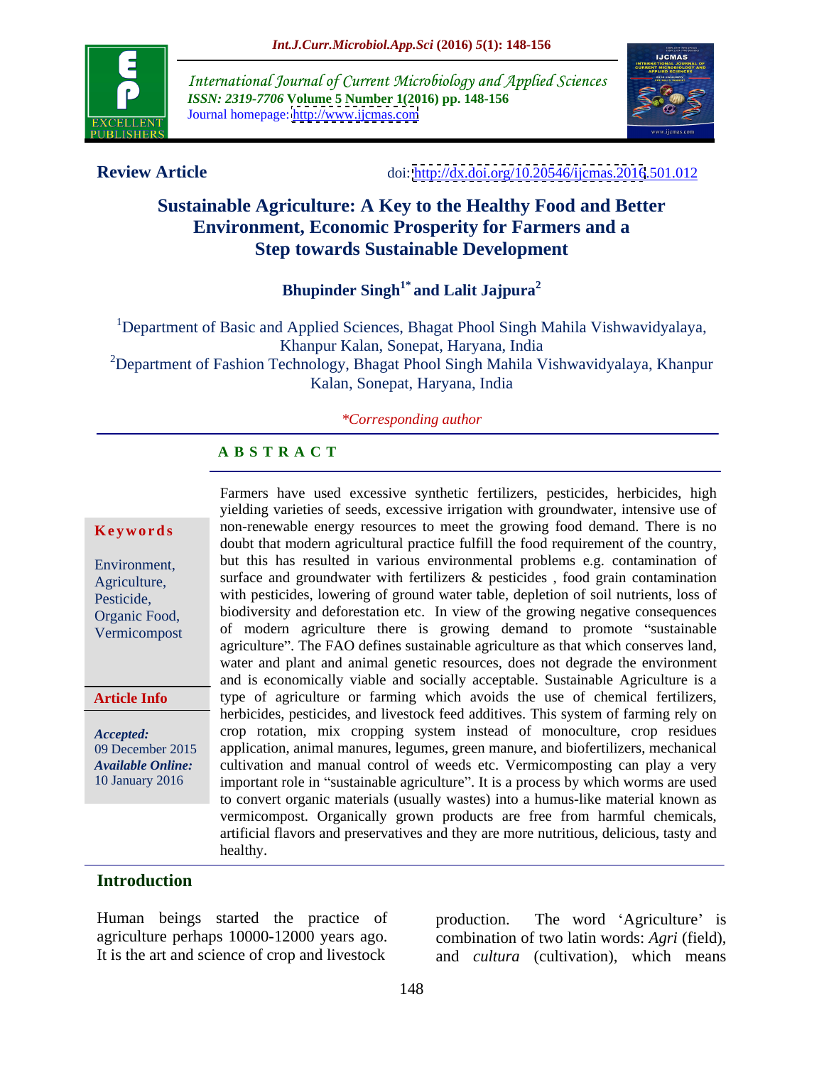International Journal of Current Microbiology and Applied Sciences
*ISSN: 2319-7706* **Volume 5 Number 1(2016) pp. 148-156**
Journal homepage: http://www.ijcmas.com

**Review Article** doi: http://dx.doi.org/10.20546/ijcmas.2016.501.012

# Sustainable Agriculture: A Key to the Healthy Food and Better Environment, Economic Prosperity for Farmers and a Step towards Sustainable Development

**Bhupinder Singh[1*] and Lalit Jajpura[2]**

[1]Department of Basic and Applied Sciences, Bhagat Phool Singh Mahila Vishwavidyalaya, Khanpur Kalan, Sonepat, Haryana, India
[2]Department of Fashion Technology, Bhagat Phool Singh Mahila Vishwavidyalaya, Khanpur Kalan, Sonepat, Haryana, India

*\*Corresponding author*

**Keywords**

Environment, Agriculture, Pesticide, Organic Food, Vermicompost

**Article Info**

*Accepted:* 09 December 2015
*Available Online:* 10 January 2016

**A B S T R A C T**

Farmers have used excessive synthetic fertilizers, pesticides, herbicides, high yielding varieties of seeds, excessive irrigation with groundwater, intensive use of non-renewable energy resources to meet the growing food demand. There is no doubt that modern agricultural practice fulfill the food requirement of the country, but this has resulted in various environmental problems e.g. contamination of surface and groundwater with fertilizers & pesticides , food grain contamination with pesticides, lowering of ground water table, depletion of soil nutrients, loss of biodiversity and deforestation etc. In view of the growing negative consequences of modern agriculture there is growing demand to promote "sustainable agriculture". The FAO defines sustainable agriculture as that which conserves land, water and plant and animal genetic resources, does not degrade the environment and is economically viable and socially acceptable. Sustainable Agriculture is a type of agriculture or farming which avoids the use of chemical fertilizers, herbicides, pesticides, and livestock feed additives. This system of farming rely on crop rotation, mix cropping system instead of monoculture, crop residues application, animal manures, legumes, green manure, and biofertilizers, mechanical cultivation and manual control of weeds etc. Vermicomposting can play a very important role in "sustainable agriculture". It is a process by which worms are used to convert organic materials (usually wastes) into a humus-like material known as vermicompost. Organically grown products are free from harmful chemicals, artificial flavors and preservatives and they are more nutritious, delicious, tasty and healthy.

## Introduction

Human beings started the practice of agriculture perhaps 10000-12000 years ago. It is the art and science of crop and livestock production. The word 'Agriculture' is combination of two latin words: *Agri* (field), and *cultura* (cultivation), which means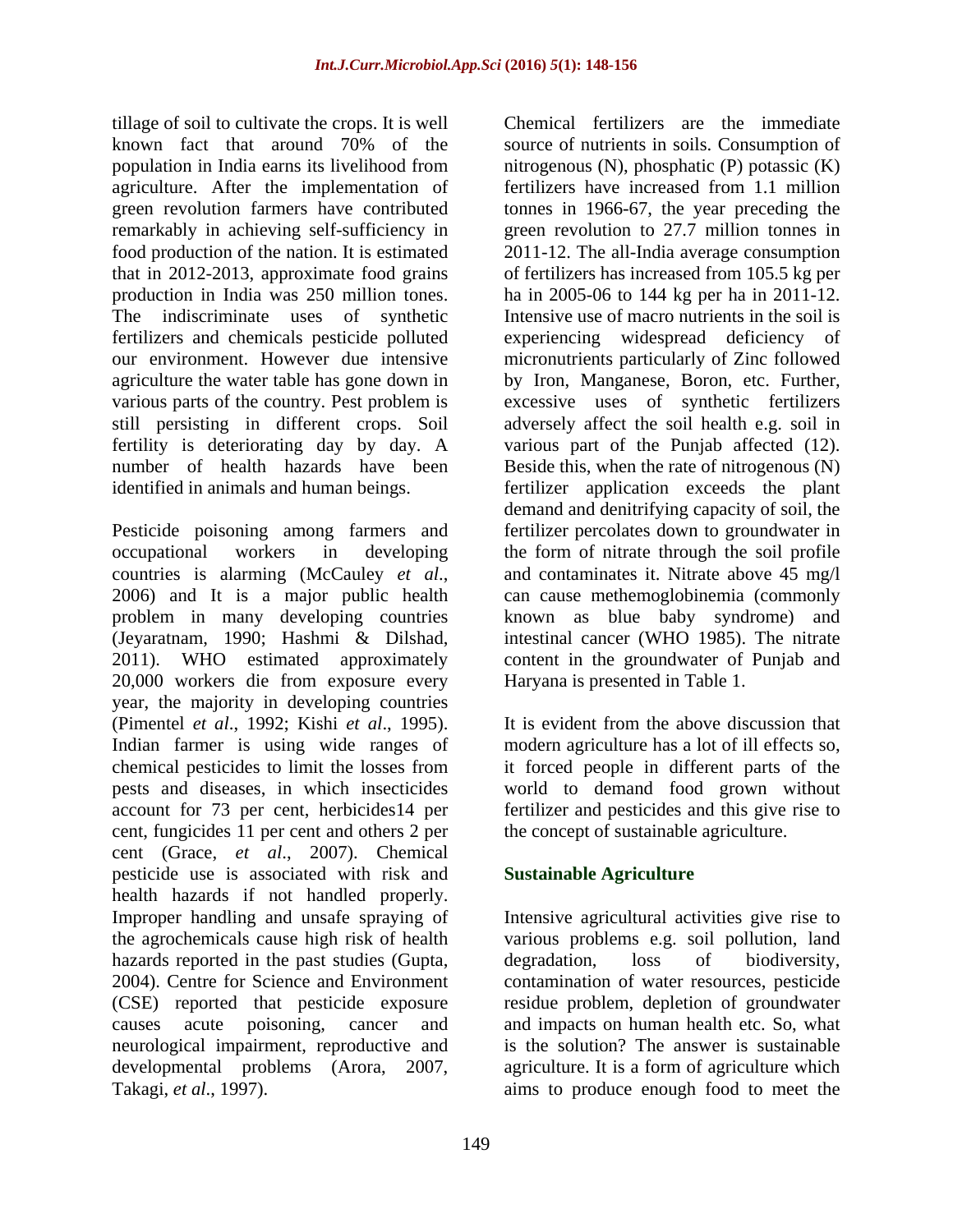tillage of soil to cultivate the crops. It is well known fact that around 70% of the population in India earns its livelihood from agriculture. After the implementation of green revolution farmers have contributed remarkably in achieving self-sufficiency in food production of the nation. It is estimated that in 2012-2013, approximate food grains production in India was 250 million tones. The indiscriminate uses of synthetic fertilizers and chemicals pesticide polluted our environment. However due intensive agriculture the water table has gone down in various parts of the country. Pest problem is still persisting in different crops. Soil fertility is deteriorating day by day. A number of health hazards have been identified in animals and human beings.

Pesticide poisoning among farmers and occupational workers in developing countries is alarming (McCauley *et al*., 2006) and It is a major public health problem in many developing countries (Jeyaratnam, 1990; Hashmi & Dilshad, 2011). WHO estimated approximately 20,000 workers die from exposure every year, the majority in developing countries (Pimentel *et al*., 1992; Kishi *et al*., 1995). Indian farmer is using wide ranges of chemical pesticides to limit the losses from pests and diseases, in which insecticides account for 73 per cent, herbicides14 per cent, fungicides 11 per cent and others 2 per cent (Grace, *et al*., 2007). Chemical pesticide use is associated with risk and health hazards if not handled properly. Improper handling and unsafe spraying of the agrochemicals cause high risk of health hazards reported in the past studies (Gupta, 2004). Centre for Science and Environment (CSE) reported that pesticide exposure causes acute poisoning, cancer and neurological impairment, reproductive and developmental problems (Arora, 2007, Takagi, *et al*., 1997).

Chemical fertilizers are the immediate source of nutrients in soils. Consumption of nitrogenous (N), phosphatic (P) potassic (K) fertilizers have increased from 1.1 million tonnes in 1966-67, the year preceding the green revolution to 27.7 million tonnes in 2011-12. The all-India average consumption of fertilizers has increased from 105.5 kg per ha in 2005-06 to 144 kg per ha in 2011-12. Intensive use of macro nutrients in the soil is experiencing widespread deficiency of micronutrients particularly of Zinc followed by Iron, Manganese, Boron, etc. Further, excessive uses of synthetic fertilizers adversely affect the soil health e.g. soil in various part of the Punjab affected (12). Beside this, when the rate of nitrogenous (N) fertilizer application exceeds the plant demand and denitrifying capacity of soil, the fertilizer percolates down to groundwater in the form of nitrate through the soil profile and contaminates it. Nitrate above 45 mg/l can cause methemoglobinemia (commonly known as blue baby syndrome) and intestinal cancer (WHO 1985). The nitrate content in the groundwater of Punjab and Haryana is presented in Table 1.

It is evident from the above discussion that modern agriculture has a lot of ill effects so, it forced people in different parts of the world to demand food grown without fertilizer and pesticides and this give rise to the concept of sustainable agriculture.

## Sustainable Agriculture

Intensive agricultural activities give rise to various problems e.g. soil pollution, land degradation, loss of biodiversity, contamination of water resources, pesticide residue problem, depletion of groundwater and impacts on human health etc. So, what is the solution? The answer is sustainable agriculture. It is a form of agriculture which aims to produce enough food to meet the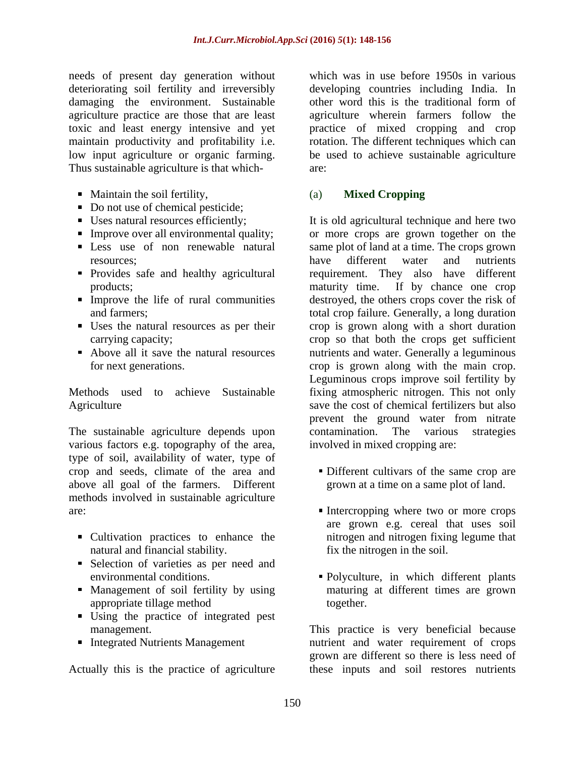needs of present day generation without deteriorating soil fertility and irreversibly damaging the environment. Sustainable agriculture practice are those that are least toxic and least energy intensive and yet maintain productivity and profitability i.e. low input agriculture or organic farming. Thus sustainable agriculture is that which-

- Maintain the soil fertility,
- Do not use of chemical pesticide;
- Uses natural resources efficiently;
- Improve over all environmental quality;
- Less use of non renewable natural resources;
- Provides safe and healthy agricultural products;
- Improve the life of rural communities and farmers;
- Uses the natural resources as per their carrying capacity;
- Above all it save the natural resources for next generations.

Methods used to achieve Sustainable Agriculture

The sustainable agriculture depends upon various factors e.g. topography of the area, type of soil, availability of water, type of crop and seeds, climate of the area and above all goal of the farmers. Different methods involved in sustainable agriculture are:

- Cultivation practices to enhance the natural and financial stability.
- Selection of varieties as per need and environmental conditions.
- Management of soil fertility by using appropriate tillage method
- Using the practice of integrated pest management.
- Integrated Nutrients Management

Actually this is the practice of agriculture which was in use before 1950s in various developing countries including India. In other word this is the traditional form of agriculture wherein farmers follow the practice of mixed cropping and crop rotation. The different techniques which can be used to achieve sustainable agriculture are:

### (a) Mixed Cropping

It is old agricultural technique and here two or more crops are grown together on the same plot of land at a time. The crops grown have different water and nutrients requirement. They also have different maturity time. If by chance one crop destroyed, the others crops cover the risk of total crop failure. Generally, a long duration crop is grown along with a short duration crop so that both the crops get sufficient nutrients and water. Generally a leguminous crop is grown along with the main crop. Leguminous crops improve soil fertility by fixing atmospheric nitrogen. This not only save the cost of chemical fertilizers but also prevent the ground water from nitrate contamination. The various strategies involved in mixed cropping are:

- Different cultivars of the same crop are grown at a time on a same plot of land.
- Intercropping where two or more crops are grown e.g. cereal that uses soil nitrogen and nitrogen fixing legume that fix the nitrogen in the soil.
- Polyculture, in which different plants maturing at different times are grown together.

This practice is very beneficial because nutrient and water requirement of crops grown are different so there is less need of these inputs and soil restores nutrients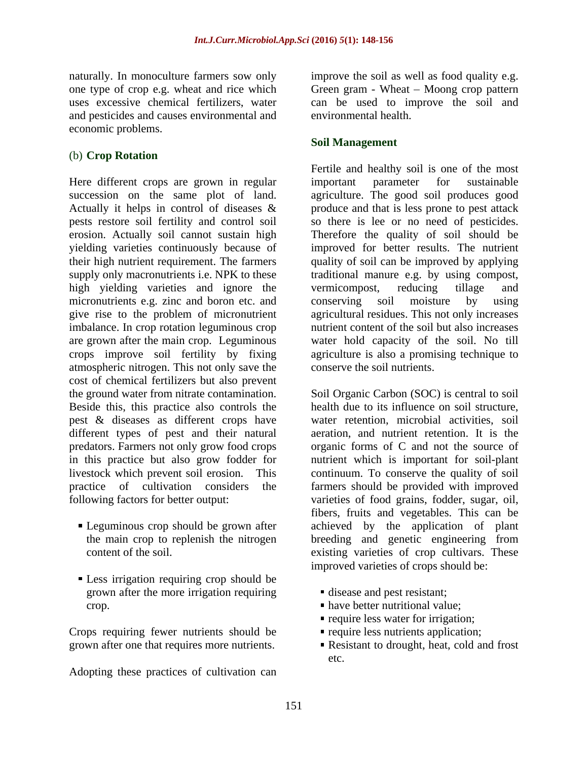naturally. In monoculture farmers sow only one type of crop e.g. wheat and rice which uses excessive chemical fertilizers, water and pesticides and causes environmental and economic problems.

(b) **Crop Rotation**

Here different crops are grown in regular succession on the same plot of land. Actually it helps in control of diseases & pests restore soil fertility and control soil erosion. Actually soil cannot sustain high yielding varieties continuously because of their high nutrient requirement. The farmers supply only macronutrients i.e. NPK to these high yielding varieties and ignore the micronutrients e.g. zinc and boron etc. and give rise to the problem of micronutrient imbalance. In crop rotation leguminous crop are grown after the main crop. Leguminous crops improve soil fertility by fixing atmospheric nitrogen. This not only save the cost of chemical fertilizers but also prevent the ground water from nitrate contamination. Beside this, this practice also controls the pest & diseases as different crops have different types of pest and their natural predators. Farmers not only grow food crops in this practice but also grow fodder for livestock which prevent soil erosion. This practice of cultivation considers the following factors for better output:

- Leguminous crop should be grown after the main crop to replenish the nitrogen content of the soil.
- Less irrigation requiring crop should be grown after the more irrigation requiring crop.

Crops requiring fewer nutrients should be grown after one that requires more nutrients.

Adopting these practices of cultivation can improve the soil as well as food quality e.g. Green gram - Wheat – Moong crop pattern can be used to improve the soil and environmental health.

**Soil Management**

Fertile and healthy soil is one of the most important parameter for sustainable agriculture. The good soil produces good produce and that is less prone to pest attack so there is lee or no need of pesticides. Therefore the quality of soil should be improved for better results. The nutrient quality of soil can be improved by applying traditional manure e.g. by using compost, vermicompost, reducing tillage and conserving soil moisture by using agricultural residues. This not only increases nutrient content of the soil but also increases water hold capacity of the soil. No till agriculture is also a promising technique to conserve the soil nutrients.

Soil Organic Carbon (SOC) is central to soil health due to its influence on soil structure, water retention, microbial activities, soil aeration, and nutrient retention. It is the organic forms of C and not the source of nutrient which is important for soil-plant continuum. To conserve the quality of soil farmers should be provided with improved varieties of food grains, fodder, sugar, oil, fibers, fruits and vegetables. This can be achieved by the application of plant breeding and genetic engineering from existing varieties of crop cultivars. These improved varieties of crops should be:

- disease and pest resistant;
- have better nutritional value;
- require less water for irrigation;
- require less nutrients application;
- Resistant to drought, heat, cold and frost etc.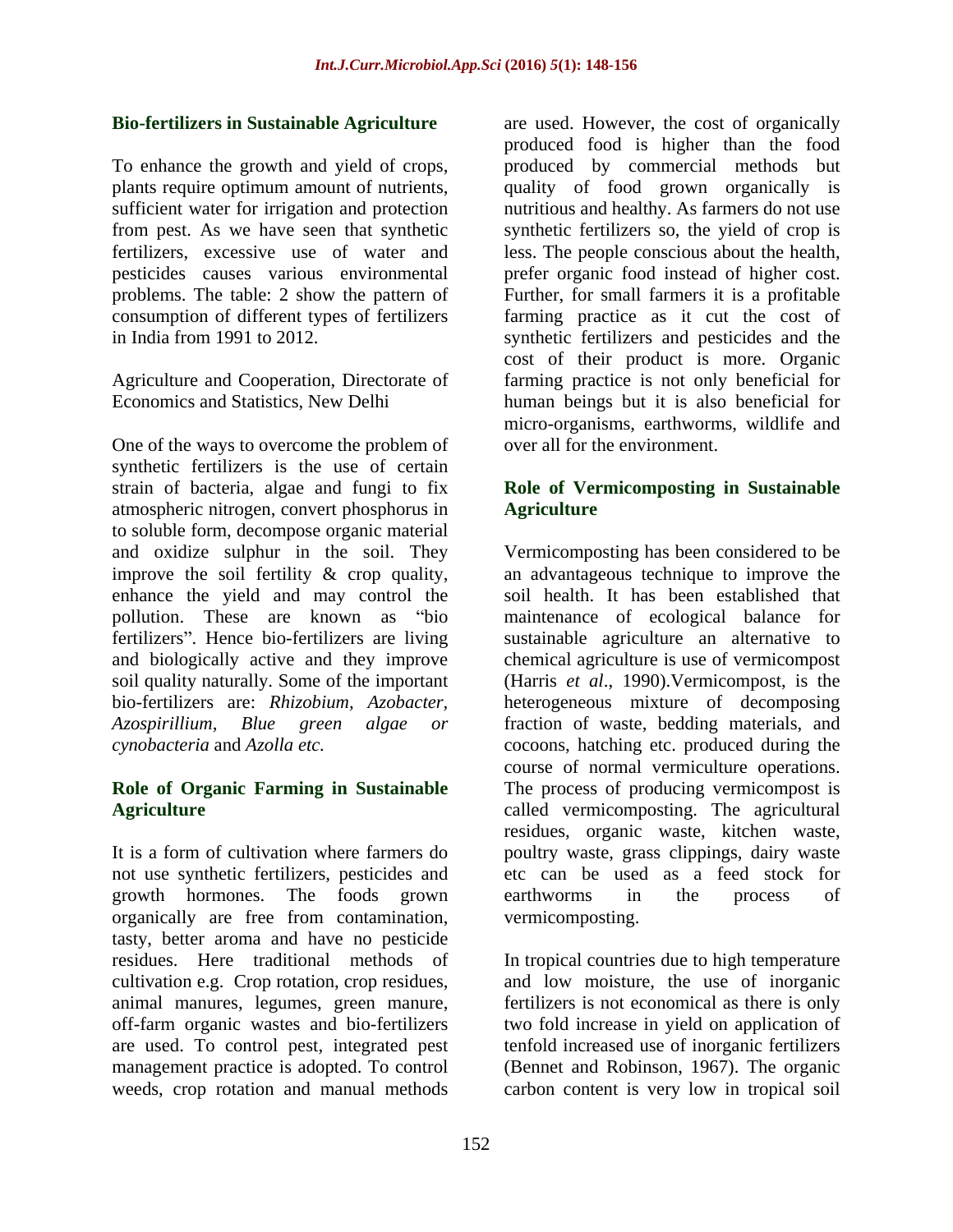## Bio-fertilizers in Sustainable Agriculture

To enhance the growth and yield of crops, plants require optimum amount of nutrients, sufficient water for irrigation and protection from pest. As we have seen that synthetic fertilizers, excessive use of water and pesticides causes various environmental problems. The table: 2 show the pattern of consumption of different types of fertilizers in India from 1991 to 2012.

Agriculture and Cooperation, Directorate of Economics and Statistics, New Delhi

One of the ways to overcome the problem of synthetic fertilizers is the use of certain strain of bacteria, algae and fungi to fix atmospheric nitrogen, convert phosphorus in to soluble form, decompose organic material and oxidize sulphur in the soil. They improve the soil fertility & crop quality, enhance the yield and may control the pollution. These are known as "bio fertilizers". Hence bio-fertilizers are living and biologically active and they improve soil quality naturally. Some of the important bio-fertilizers are: *Rhizobium, Azobacter, Azospirillium, Blue green algae or cynobacteria* and *Azolla etc.*

## Role of Organic Farming in Sustainable Agriculture

It is a form of cultivation where farmers do not use synthetic fertilizers, pesticides and growth hormones. The foods grown organically are free from contamination, tasty, better aroma and have no pesticide residues. Here traditional methods of cultivation e.g. Crop rotation, crop residues, animal manures, legumes, green manure, off-farm organic wastes and bio-fertilizers are used. To control pest, integrated pest management practice is adopted. To control weeds, crop rotation and manual methods are used. However, the cost of organically produced food is higher than the food produced by commercial methods but quality of food grown organically is nutritious and healthy. As farmers do not use synthetic fertilizers so, the yield of crop is less. The people conscious about the health, prefer organic food instead of higher cost. Further, for small farmers it is a profitable farming practice as it cut the cost of synthetic fertilizers and pesticides and the cost of their product is more. Organic farming practice is not only beneficial for human beings but it is also beneficial for micro-organisms, earthworms, wildlife and over all for the environment.

## Role of Vermicomposting in Sustainable Agriculture

Vermicomposting has been considered to be an advantageous technique to improve the soil health. It has been established that maintenance of ecological balance for sustainable agriculture an alternative to chemical agriculture is use of vermicompost (Harris *et al*., 1990).Vermicompost, is the heterogeneous mixture of decomposing fraction of waste, bedding materials, and cocoons, hatching etc. produced during the course of normal vermiculture operations. The process of producing vermicompost is called vermicomposting. The agricultural residues, organic waste, kitchen waste, poultry waste, grass clippings, dairy waste etc can be used as a feed stock for earthworms in the process of vermicomposting.

In tropical countries due to high temperature and low moisture, the use of inorganic fertilizers is not economical as there is only two fold increase in yield on application of tenfold increased use of inorganic fertilizers (Bennet and Robinson, 1967). The organic carbon content is very low in tropical soil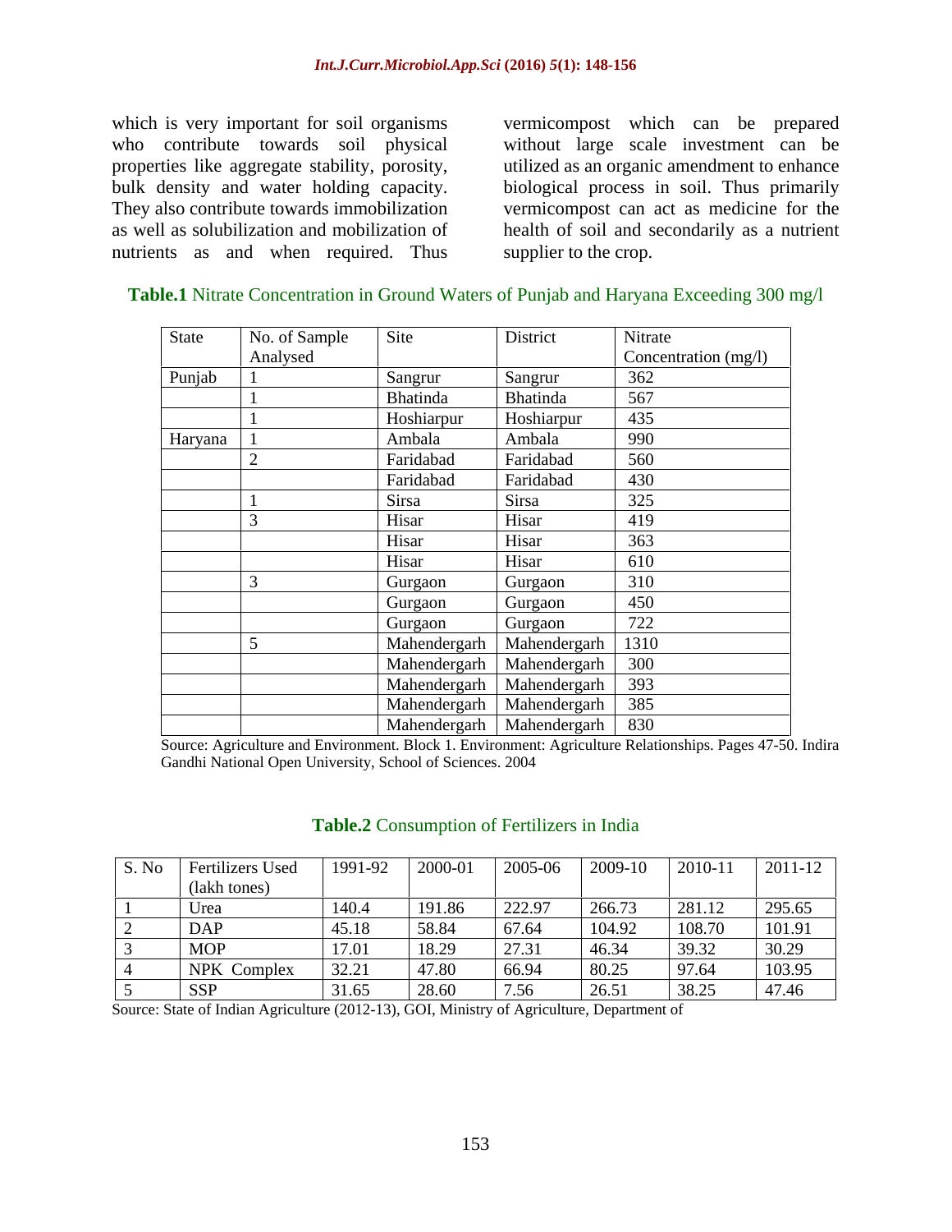which is very important for soil organisms who contribute towards soil physical properties like aggregate stability, porosity, bulk density and water holding capacity. They also contribute towards immobilization as well as solubilization and mobilization of nutrients as and when required. Thus vermicompost which can be prepared without large scale investment can be utilized as an organic amendment to enhance biological process in soil. Thus primarily vermicompost can act as medicine for the health of soil and secondarily as a nutrient supplier to the crop.

**Table.1** Nitrate Concentration in Ground Waters of Punjab and Haryana Exceeding 300 mg/l

| State | No. of Sample Analysed | Site | District | Nitrate Concentration (mg/l) |
|---|---|---|---|---|
| Punjab | 1 | Sangrur | Sangrur | 362 |
| | 1 | Bhatinda | Bhatinda | 567 |
| | 1 | Hoshiarpur | Hoshiarpur | 435 |
| Haryana | 1 | Ambala | Ambala | 990 |
| | 2 | Faridabad | Faridabad | 560 |
| | | Faridabad | Faridabad | 430 |
| | 1 | Sirsa | Sirsa | 325 |
| | 3 | Hisar | Hisar | 419 |
| | | Hisar | Hisar | 363 |
| | | Hisar | Hisar | 610 |
| | 3 | Gurgaon | Gurgaon | 310 |
| | | Gurgaon | Gurgaon | 450 |
| | | Gurgaon | Gurgaon | 722 |
| | 5 | Mahendergarh | Mahendergarh | 1310 |
| | | Mahendergarh | Mahendergarh | 300 |
| | | Mahendergarh | Mahendergarh | 393 |
| | | Mahendergarh | Mahendergarh | 385 |
| | | Mahendergarh | Mahendergarh | 830 |

Source: Agriculture and Environment. Block 1. Environment: Agriculture Relationships. Pages 47-50. Indira Gandhi National Open University, School of Sciences. 2004

**Table.2** Consumption of Fertilizers in India

| S. No | Fertilizers Used (lakh tones) | 1991-92 | 2000-01 | 2005-06 | 2009-10 | 2010-11 | 2011-12 |
|---|---|---|---|---|---|---|---|
| 1 | Urea | 140.4 | 191.86 | 222.97 | 266.73 | 281.12 | 295.65 |
| 2 | DAP | 45.18 | 58.84 | 67.64 | 104.92 | 108.70 | 101.91 |
| 3 | MOP | 17.01 | 18.29 | 27.31 | 46.34 | 39.32 | 30.29 |
| 4 | NPK Complex | 32.21 | 47.80 | 66.94 | 80.25 | 97.64 | 103.95 |
| 5 | SSP | 31.65 | 28.60 | 7.56 | 26.51 | 38.25 | 47.46 |

Source: State of Indian Agriculture (2012-13), GOI, Ministry of Agriculture, Department of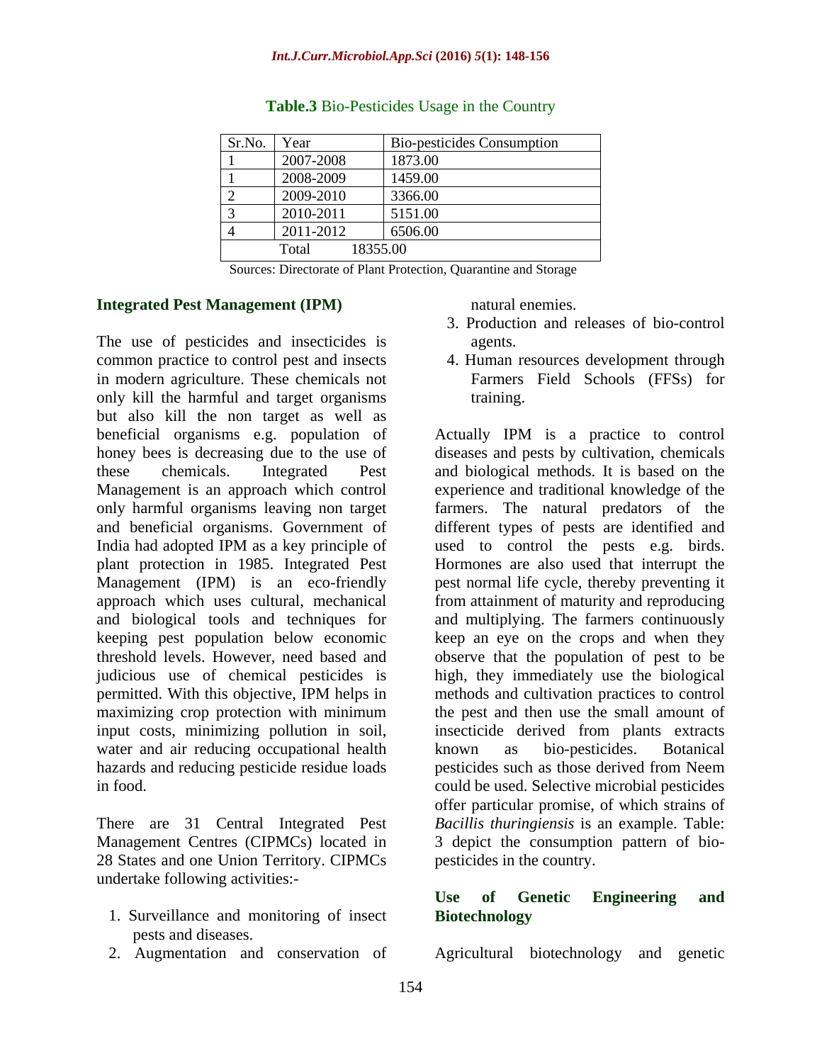**Table.3** Bio-Pesticides Usage in the Country

| Sr.No. | Year | Bio-pesticides Consumption |
| --- | --- | --- |
| 1 | 2007-2008 | 1873.00 |
| 1 | 2008-2009 | 1459.00 |
| 2 | 2009-2010 | 3366.00 |
| 3 | 2010-2011 | 5151.00 |
| 4 | 2011-2012 | 6506.00 |
| | Total | 18355.00 |

Sources: Directorate of Plant Protection, Quarantine and Storage

## Integrated Pest Management (IPM)

The use of pesticides and insecticides is common practice to control pest and insects in modern agriculture. These chemicals not only kill the harmful and target organisms but also kill the non target as well as beneficial organisms e.g. population of honey bees is decreasing due to the use of these chemicals. Integrated Pest Management is an approach which control only harmful organisms leaving non target and beneficial organisms. Government of India had adopted IPM as a key principle of plant protection in 1985. Integrated Pest Management (IPM) is an eco-friendly approach which uses cultural, mechanical and biological tools and techniques for keeping pest population below economic threshold levels. However, need based and judicious use of chemical pesticides is permitted. With this objective, IPM helps in maximizing crop protection with minimum input costs, minimizing pollution in soil, water and air reducing occupational health hazards and reducing pesticide residue loads in food.

There are 31 Central Integrated Pest Management Centres (CIPMCs) located in 28 States and one Union Territory. CIPMCs undertake following activities:-

1. Surveillance and monitoring of insect pests and diseases.
2. Augmentation and conservation of natural enemies.
3. Production and releases of bio-control agents.
4. Human resources development through Farmers Field Schools (FFSs) for training.

Actually IPM is a practice to control diseases and pests by cultivation, chemicals and biological methods. It is based on the experience and traditional knowledge of the farmers. The natural predators of the different types of pests are identified and used to control the pests e.g. birds. Hormones are also used that interrupt the pest normal life cycle, thereby preventing it from attainment of maturity and reproducing and multiplying. The farmers continuously keep an eye on the crops and when they observe that the population of pest to be high, they immediately use the biological methods and cultivation practices to control the pest and then use the small amount of insecticide derived from plants extracts known as bio-pesticides. Botanical pesticides such as those derived from Neem could be used. Selective microbial pesticides offer particular promise, of which strains of *Bacillis thuringiensis* is an example. Table: 3 depict the consumption pattern of bio-pesticides in the country.

## Use of Genetic Engineering and Biotechnology

Agricultural biotechnology and genetic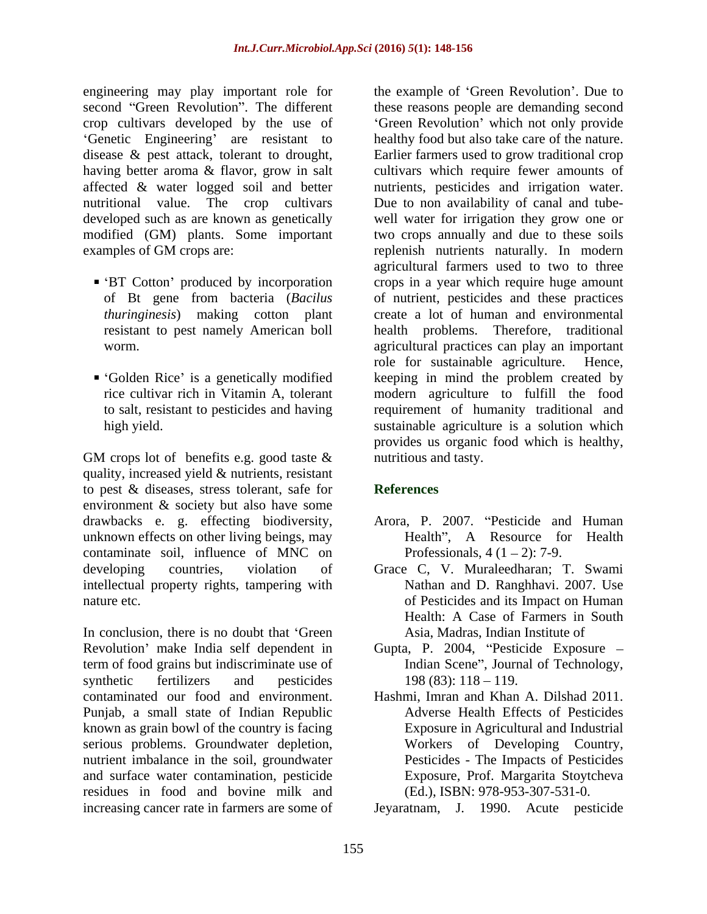engineering may play important role for second "Green Revolution". The different crop cultivars developed by the use of 'Genetic Engineering' are resistant to disease & pest attack, tolerant to drought, having better aroma & flavor, grow in salt affected & water logged soil and better nutritional value. The crop cultivars developed such as are known as genetically modified (GM) plants. Some important examples of GM crops are:

- 'BT Cotton' produced by incorporation of Bt gene from bacteria (*Bacilus thuringinesis*) making cotton plant resistant to pest namely American boll worm.

- 'Golden Rice' is a genetically modified rice cultivar rich in Vitamin A, tolerant to salt, resistant to pesticides and having high yield.

GM crops lot of benefits e.g. good taste & quality, increased yield & nutrients, resistant to pest & diseases, stress tolerant, safe for environment & society but also have some drawbacks e. g. effecting biodiversity, unknown effects on other living beings, may contaminate soil, influence of MNC on developing countries, violation of intellectual property rights, tampering with nature etc.

In conclusion, there is no doubt that 'Green Revolution' make India self dependent in term of food grains but indiscriminate use of synthetic fertilizers and pesticides contaminated our food and environment. Punjab, a small state of Indian Republic known as grain bowl of the country is facing serious problems. Groundwater depletion, nutrient imbalance in the soil, groundwater and surface water contamination, pesticide residues in food and bovine milk and increasing cancer rate in farmers are some of the example of 'Green Revolution'. Due to these reasons people are demanding second 'Green Revolution' which not only provide healthy food but also take care of the nature. Earlier farmers used to grow traditional crop cultivars which require fewer amounts of nutrients, pesticides and irrigation water. Due to non availability of canal and tube-well water for irrigation they grow one or two crops annually and due to these soils replenish nutrients naturally. In modern agricultural farmers used to two to three crops in a year which require huge amount of nutrient, pesticides and these practices create a lot of human and environmental health problems. Therefore, traditional agricultural practices can play an important role for sustainable agriculture. Hence, keeping in mind the problem created by modern agriculture to fulfill the food requirement of humanity traditional and sustainable agriculture is a solution which provides us organic food which is healthy, nutritious and tasty.

## References

Arora, P. 2007. "Pesticide and Human Health", A Resource for Health Professionals, 4 (1 – 2): 7-9.

Grace C, V. Muraleedharan; T. Swami Nathan and D. Ranghhavi. 2007. Use of Pesticides and its Impact on Human Health: A Case of Farmers in South Asia, Madras, Indian Institute of

Gupta, P. 2004, "Pesticide Exposure – Indian Scene", Journal of Technology, 198 (83): 118 – 119.

Hashmi, Imran and Khan A. Dilshad 2011. Adverse Health Effects of Pesticides Exposure in Agricultural and Industrial Workers of Developing Country, Pesticides - The Impacts of Pesticides Exposure, Prof. Margarita Stoytcheva (Ed.), ISBN: 978-953-307-531-0.

Jeyaratnam, J. 1990. Acute pesticide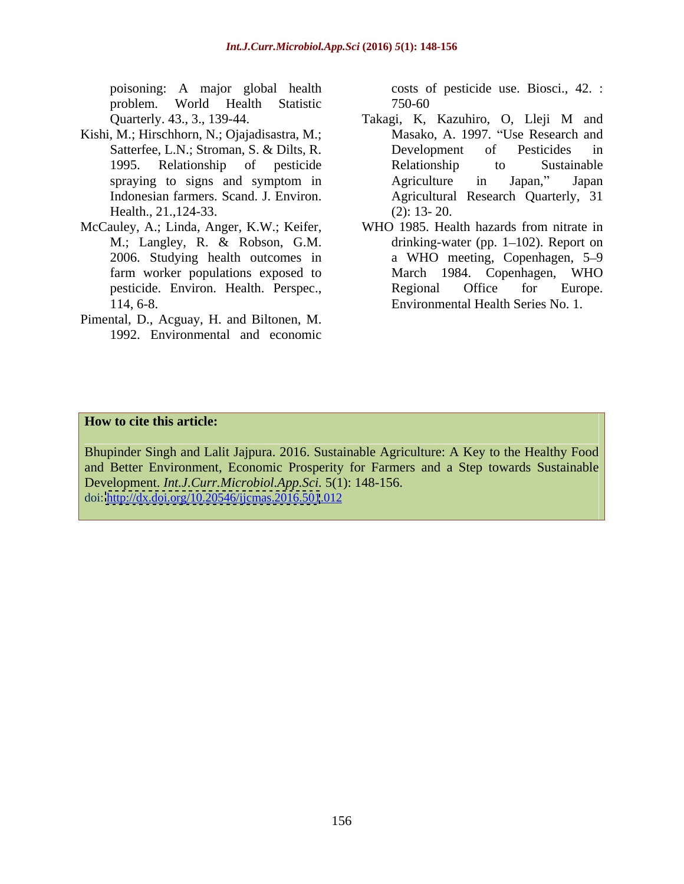poisoning: A major global health problem. World Health Statistic Quarterly. 43., 3., 139-44.

Kishi, M.; Hirschhorn, N.; Ojajadisastra, M.; Satterfee, L.N.; Stroman, S. & Dilts, R. 1995. Relationship of pesticide spraying to signs and symptom in Indonesian farmers. Scand. J. Environ. Health., 21.,124-33.

McCauley, A.; Linda, Anger, K.W.; Keifer, M.; Langley, R. & Robson, G.M. 2006. Studying health outcomes in farm worker populations exposed to pesticide. Environ. Health. Perspec., 114, 6-8.

Pimental, D., Acguay, H. and Biltonen, M. 1992. Environmental and economic costs of pesticide use. Biosci., 42. : 750-60

Takagi, K, Kazuhiro, O, Lleji M and Masako, A. 1997. "Use Research and Development of Pesticides in Relationship to Sustainable Agriculture in Japan," Japan Agricultural Research Quarterly, 31 (2): 13- 20.

WHO 1985. Health hazards from nitrate in drinking-water (pp. 1–102). Report on a WHO meeting, Copenhagen, 5–9 March 1984. Copenhagen, WHO Regional Office for Europe. Environmental Health Series No. 1.

**How to cite this article:**

Bhupinder Singh and Lalit Jajpura. 2016. Sustainable Agriculture: A Key to the Healthy Food and Better Environment, Economic Prosperity for Farmers and a Step towards Sustainable Development. *Int.J.Curr.Microbiol.App.Sci*. 5(1): 148-156.
doi: http://dx.doi.org/10.20546/ijcmas.2016.501.012